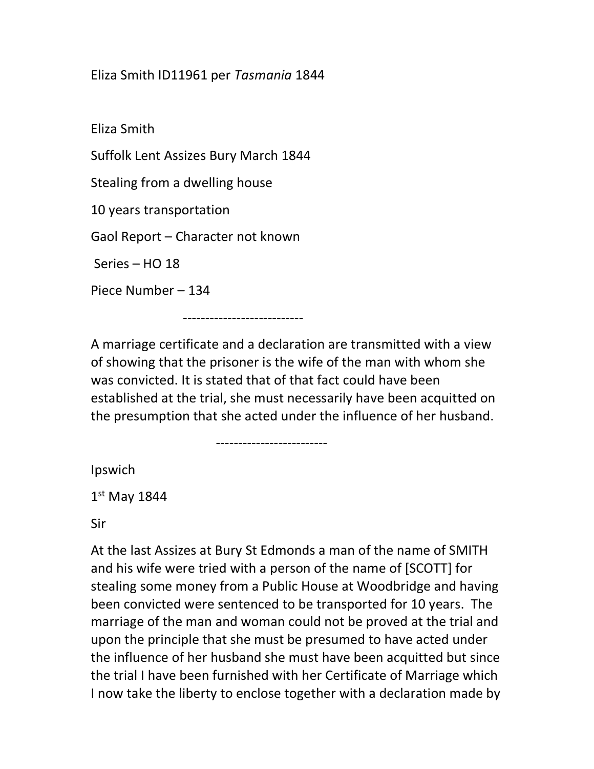Eliza Smith ID11961 per *Tasmania* 1844

Eliza Smith

Suffolk Lent Assizes Bury March 1844

Stealing from a dwelling house

10 years transportation

Gaol Report – Character not known

Series – HO 18

Piece Number – 134

---------------------------

A marriage certificate and a declaration are transmitted with a view of showing that the prisoner is the wife of the man with whom she was convicted. It is stated that of that fact could have been established at the trial, she must necessarily have been acquitted on the presumption that she acted under the influence of her husband.

-------------------------

Ipswich

1st May 1844

Sir

At the last Assizes at Bury St Edmonds a man of the name of SMITH and his wife were tried with a person of the name of [SCOTT] for stealing some money from a Public House at Woodbridge and having been convicted were sentenced to be transported for 10 years. The marriage of the man and woman could not be proved at the trial and upon the principle that she must be presumed to have acted under the influence of her husband she must have been acquitted but since the trial I have been furnished with her Certificate of Marriage which I now take the liberty to enclose together with a declaration made by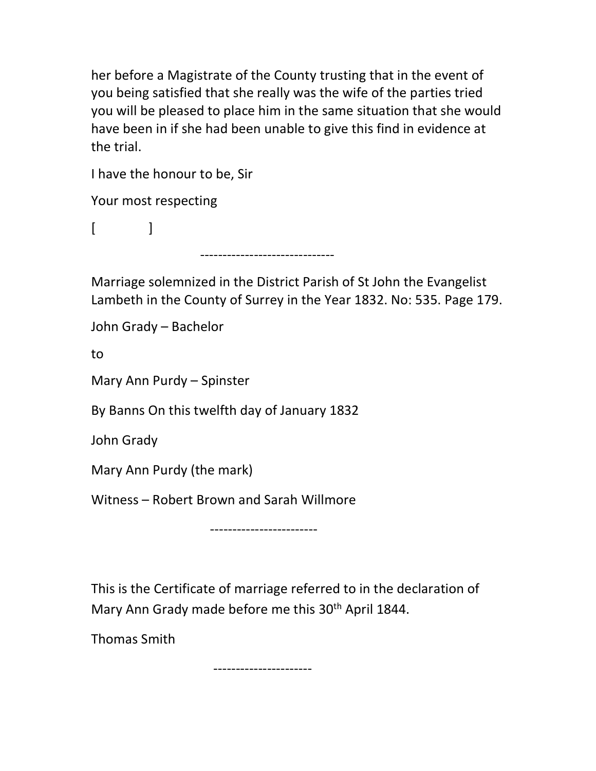her before a Magistrate of the County trusting that in the event of you being satisfied that she really was the wife of the parties tried you will be pleased to place him in the same situation that she would have been in if she had been unable to give this find in evidence at the trial.

I have the honour to be, Sir

Your most respecting

[ ]

------------------------------

Marriage solemnized in the District Parish of St John the Evangelist Lambeth in the County of Surrey in the Year 1832. No: 535. Page 179.

John Grady – Bachelor

to

Mary Ann Purdy – Spinster

By Banns On this twelfth day of January 1832

John Grady

Mary Ann Purdy (the mark)

Witness – Robert Brown and Sarah Willmore

------------------------

This is the Certificate of marriage referred to in the declaration of Mary Ann Grady made before me this 30th April 1844.

Thomas Smith

----------------------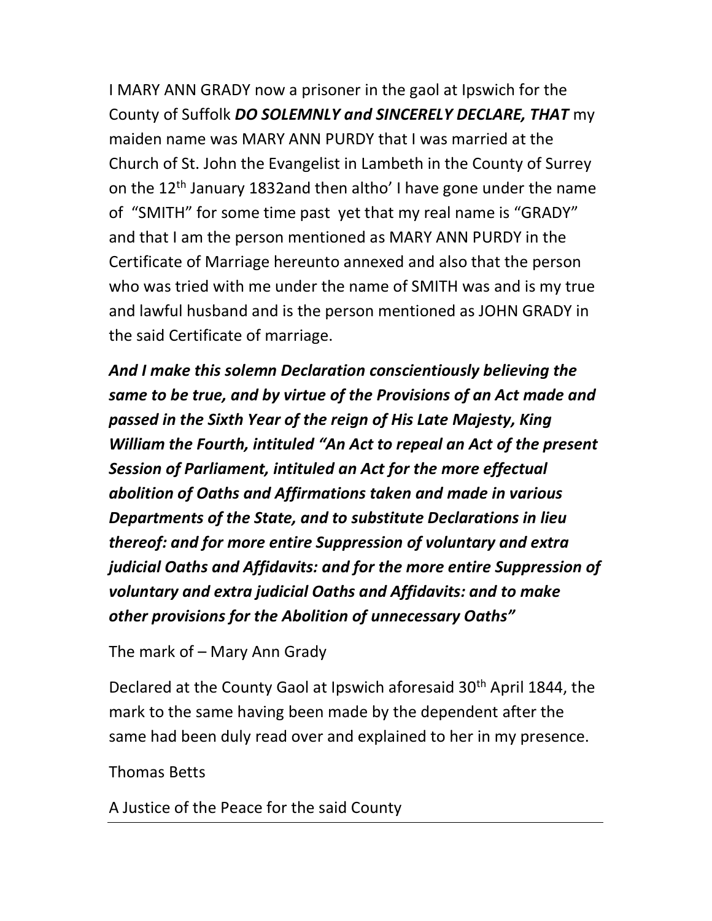I MARY ANN GRADY now a prisoner in the gaol at Ipswich for the County of Suffolk ***DO SOLEMNLY and SINCERELY DECLARE, THAT*** my maiden name was MARY ANN PURDY that I was married at the Church of St. John the Evangelist in Lambeth in the County of Surrey on the 12th January 1832and then altho' I have gone under the name of "SMITH" for some time past yet that my real name is "GRADY" and that I am the person mentioned as MARY ANN PURDY in the Certificate of Marriage hereunto annexed and also that the person who was tried with me under the name of SMITH was and is my true and lawful husband and is the person mentioned as JOHN GRADY in the said Certificate of marriage.

***And I make this solemn Declaration conscientiously believing the same to be true, and by virtue of the Provisions of an Act made and passed in the Sixth Year of the reign of His Late Majesty, King William the Fourth, intituled "An Act to repeal an Act of the present Session of Parliament, intituled an Act for the more effectual abolition of Oaths and Affirmations taken and made in various Departments of the State, and to substitute Declarations in lieu thereof: and for more entire Suppression of voluntary and extra judicial Oaths and Affidavits: and for the more entire Suppression of voluntary and extra judicial Oaths and Affidavits: and to make other provisions for the Abolition of unnecessary Oaths"***

The mark of – Mary Ann Grady

Declared at the County Gaol at Ipswich aforesaid 30th April 1844, the mark to the same having been made by the dependent after the same had been duly read over and explained to her in my presence.

Thomas Betts

A Justice of the Peace for the said County

---